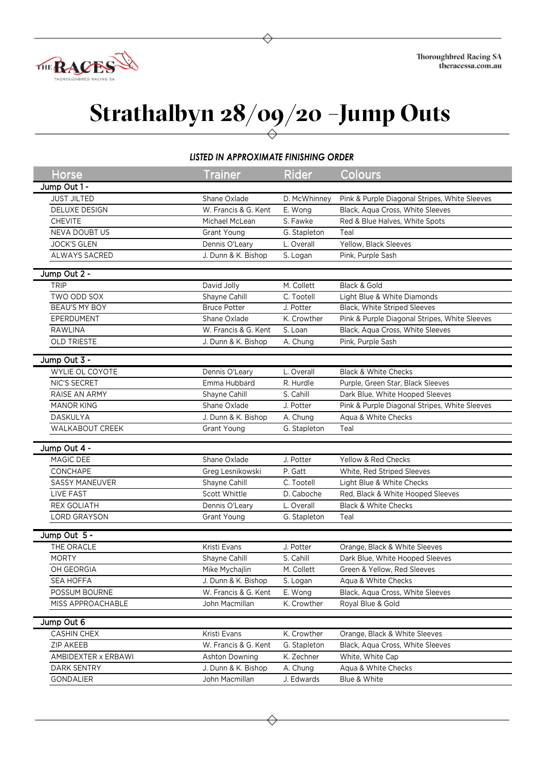# Strathalbyn 28/09/20 –Jump Outs

***LISTED IN APPROXIMATE FINISHING ORDER***

| Horse | Trainer | Rider | Colours |
|---|---|---|---|
| **Jump Out 1 -** | | | |
| JUST JILTED | Shane Oxlade | D. McWhinney | Pink & Purple Diagonal Stripes, White Sleeves |
| DELUXE DESIGN | W. Francis & G. Kent | E. Wong | Black, Aqua Cross, White Sleeves |
| CHEVITE | Michael McLean | S. Fawke | Red & Blue Halves, White Spots |
| NEVA DOUBT US | Grant Young | G. Stapleton | Teal |
| JOCK'S GLEN | Dennis O'Leary | L. Overall | Yellow, Black Sleeves |
| ALWAYS SACRED | J. Dunn & K. Bishop | S. Logan | Pink, Purple Sash |
| **Jump Out 2 -** | | | |
| TRIP | David Jolly | M. Collett | Black & Gold |
| TWO ODD SOX | Shayne Cahill | C. Tootell | Light Blue & White Diamonds |
| BEAU'S MY BOY | Bruce Potter | J. Potter | Black, White Striped Sleeves |
| EPERDUMENT | Shane Oxlade | K. Crowther | Pink & Purple Diagonal Stripes, White Sleeves |
| RAWLINA | W. Francis & G. Kent | S. Loan | Black, Aqua Cross, White Sleeves |
| OLD TRIESTE | J. Dunn & K. Bishop | A. Chung | Pink, Purple Sash |
| **Jump Out 3 -** | | | |
| WYLIE OL COYOTE | Dennis O'Leary | L. Overall | Black & White Checks |
| NIC'S SECRET | Emma Hubbard | R. Hurdle | Purple, Green Star, Black Sleeves |
| RAISE AN ARMY | Shayne Cahill | S. Cahill | Dark Blue, White Hooped Sleeves |
| MANOR KING | Shane Oxlade | J. Potter | Pink & Purple Diagonal Stripes, White Sleeves |
| DASKULYA | J. Dunn & K. Bishop | A. Chung | Aqua & White Checks |
| WALKABOUT CREEK | Grant Young | G. Stapleton | Teal |
| **Jump Out 4 -** | | | |
| MAGIC DEE | Shane Oxlade | J. Potter | Yellow & Red Checks |
| CONCHAPE | Greg Lesnikowski | P. Gatt | White, Red Striped Sleeves |
| SASSY MANEUVER | Shayne Cahill | C. Tootell | Light Blue & White Checks |
| LIVE FAST | Scott Whittle | D. Caboche | Red, Black & White Hooped Sleeves |
| REX GOLIATH | Dennis O'Leary | L. Overall | Black & White Checks |
| LORD GRAYSON | Grant Young | G. Stapleton | Teal |
| **Jump Out 5 -** | | | |
| THE ORACLE | Kristi Evans | J. Potter | Orange, Black & White Sleeves |
| MORTY | Shayne Cahill | S. Cahill | Dark Blue, White Hooped Sleeves |
| OH GEORGIA | Mike Mychajlin | M. Collett | Green & Yellow, Red Sleeves |
| SEA HOFFA | J. Dunn & K. Bishop | S. Logan | Aqua & White Checks |
| POSSUM BOURNE | W. Francis & G. Kent | E. Wong | Black, Aqua Cross, White Sleeves |
| MISS APPROACHABLE | John Macmillan | K. Crowther | Royal Blue & Gold |
| **Jump Out 6** | | | |
| CASHIN CHEX | Kristi Evans | K. Crowther | Orange, Black & White Sleeves |
| ZIP AKEEB | W. Francis & G. Kent | G. Stapleton | Black, Aqua Cross, White Sleeves |
| AMBIDEXTER x ERBAWI | Ashton Downing | K. Zechner | White, White Cap |
| DARK SENTRY | J. Dunn & K. Bishop | A. Chung | Aqua & White Checks |
| GONDALIER | John Macmillan | J. Edwards | Blue & White |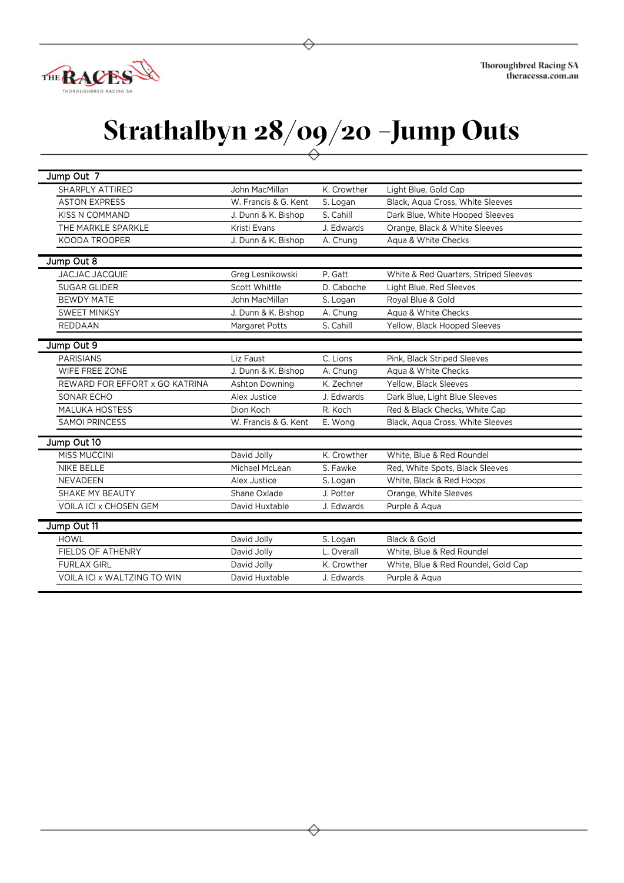# Strathalbyn 28/09/20 –Jump Outs

| Jump Out 7 | | | |
|---|---|---|---|
| SHARPLY ATTIRED | John MacMillan | K. Crowther | Light Blue, Gold Cap |
| ASTON EXPRESS | W. Francis & G. Kent | S. Logan | Black, Aqua Cross, White Sleeves |
| KISS N COMMAND | J. Dunn & K. Bishop | S. Cahill | Dark Blue, White Hooped Sleeves |
| THE MARKLE SPARKLE | Kristi Evans | J. Edwards | Orange, Black & White Sleeves |
| KOODA TROOPER | J. Dunn & K. Bishop | A. Chung | Aqua & White Checks |

| Jump Out 8 | | | |
|---|---|---|---|
| JACJAC JACQUIE | Greg Lesnikowski | P. Gatt | White & Red Quarters, Striped Sleeves |
| SUGAR GLIDER | Scott Whittle | D. Caboche | Light Blue, Red Sleeves |
| BEWDY MATE | John MacMillan | S. Logan | Royal Blue & Gold |
| SWEET MINKSY | J. Dunn & K. Bishop | A. Chung | Aqua & White Checks |
| REDDAAN | Margaret Potts | S. Cahill | Yellow, Black Hooped Sleeves |

| Jump Out 9 | | | |
|---|---|---|---|
| PARISIANS | Liz Faust | C. Lions | Pink, Black Striped Sleeves |
| WIFE FREE ZONE | J. Dunn & K. Bishop | A. Chung | Aqua & White Checks |
| REWARD FOR EFFORT x GO KATRINA | Ashton Downing | K. Zechner | Yellow, Black Sleeves |
| SONAR ECHO | Alex Justice | J. Edwards | Dark Blue, Light Blue Sleeves |
| MALUKA HOSTESS | Dion Koch | R. Koch | Red & Black Checks, White Cap |
| SAMOI PRINCESS | W. Francis & G. Kent | E. Wong | Black, Aqua Cross, White Sleeves |

| Jump Out 10 | | | |
|---|---|---|---|
| MISS MUCCINI | David Jolly | K. Crowther | White, Blue & Red Roundel |
| NIKE BELLE | Michael McLean | S. Fawke | Red, White Spots, Black Sleeves |
| NEVADEEN | Alex Justice | S. Logan | White, Black & Red Hoops |
| SHAKE MY BEAUTY | Shane Oxlade | J. Potter | Orange, White Sleeves |
| VOILA ICI x CHOSEN GEM | David Huxtable | J. Edwards | Purple & Aqua |

| Jump Out 11 | | | |
|---|---|---|---|
| HOWL | David Jolly | S. Logan | Black & Gold |
| FIELDS OF ATHENRY | David Jolly | L. Overall | White, Blue & Red Roundel |
| FURLAX GIRL | David Jolly | K. Crowther | White, Blue & Red Roundel, Gold Cap |
| VOILA ICI x WALTZING TO WIN | David Huxtable | J. Edwards | Purple & Aqua |